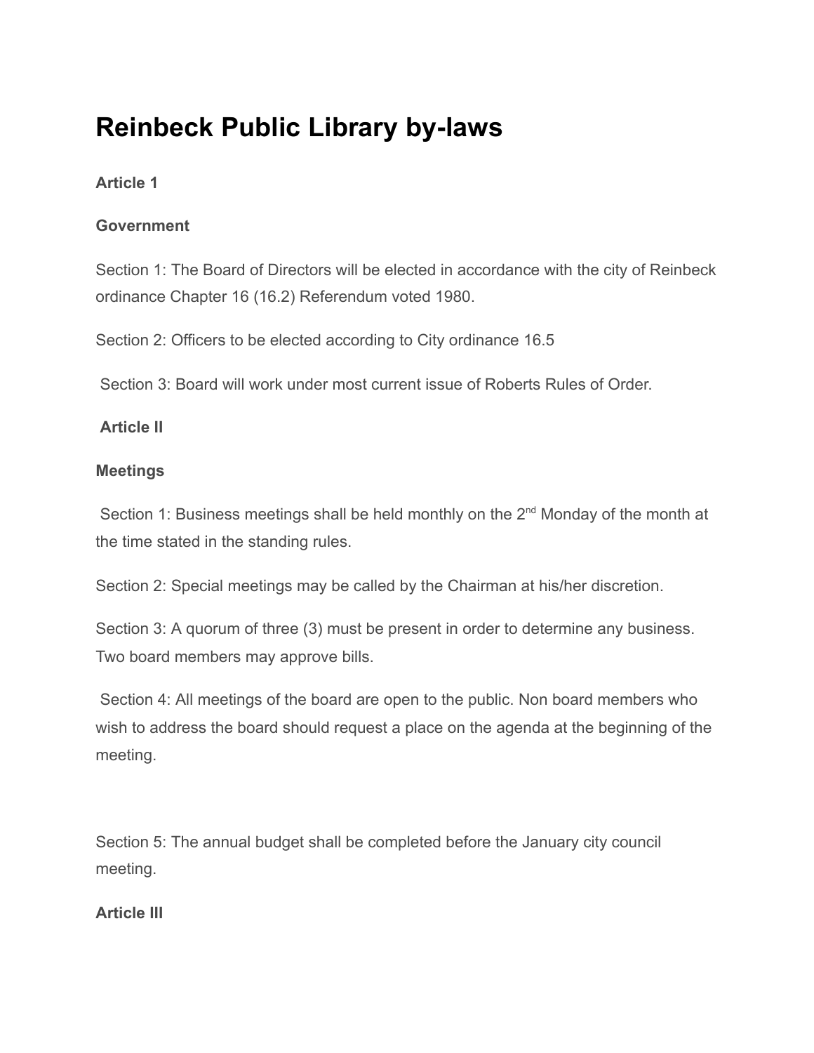# Reinbeck Public Library by-laws

**Article 1**

**Government**

Section 1: The Board of Directors will be elected in accordance with the city of Reinbeck ordinance Chapter 16 (16.2) Referendum voted 1980.

Section 2: Officers to be elected according to City ordinance 16.5

Section 3: Board will work under most current issue of Roberts Rules of Order.

**Article II**

**Meetings**

Section 1: Business meetings shall be held monthly on the 2nd Monday of the month at the time stated in the standing rules.

Section 2: Special meetings may be called by the Chairman at his/her discretion.

Section 3: A quorum of three (3) must be present in order to determine any business. Two board members may approve bills.

Section 4: All meetings of the board are open to the public. Non board members who wish to address the board should request a place on the agenda at the beginning of the meeting.

Section 5: The annual budget shall be completed before the January city council meeting.

**Article III**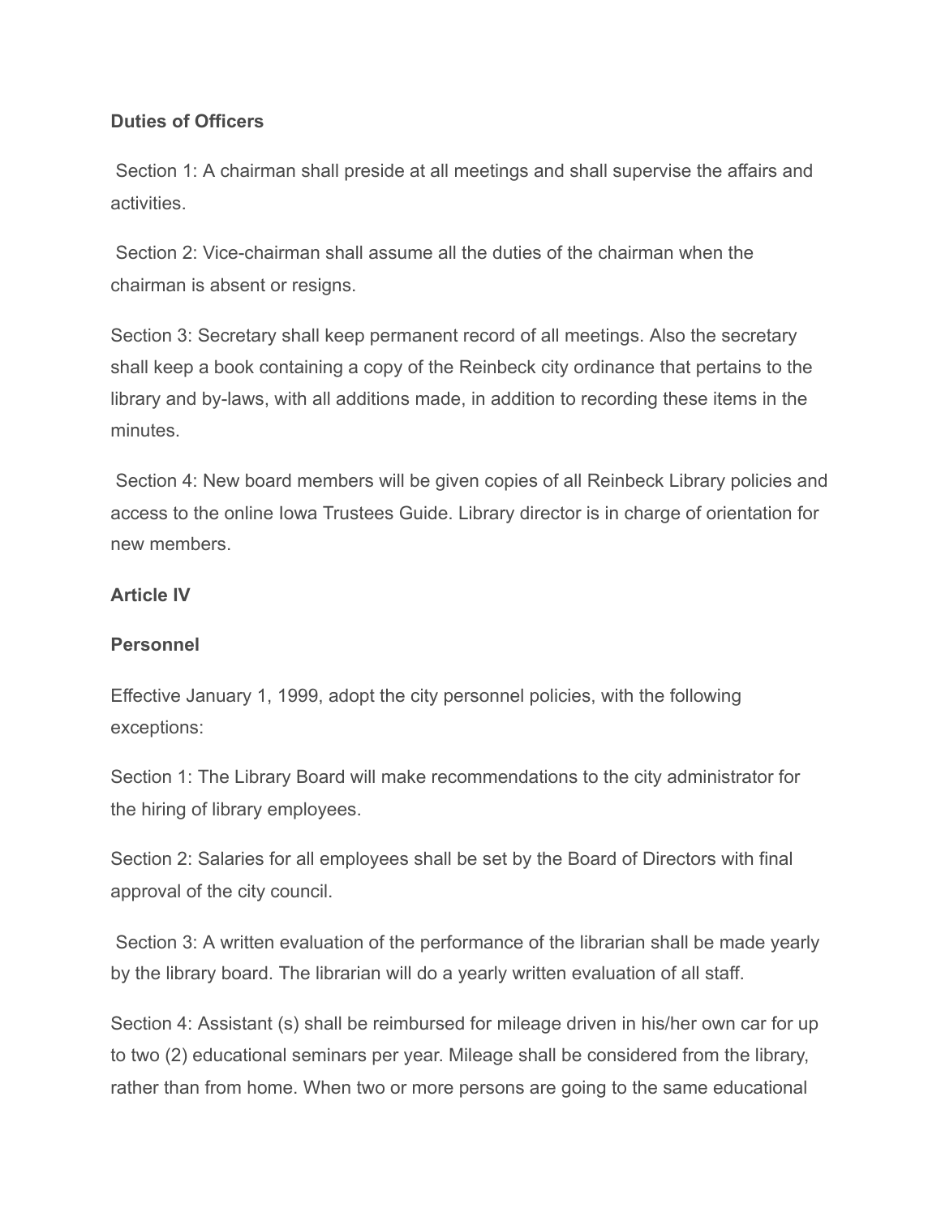**Duties of Officers**

Section 1: A chairman shall preside at all meetings and shall supervise the affairs and activities.

Section 2: Vice-chairman shall assume all the duties of the chairman when the chairman is absent or resigns.

Section 3: Secretary shall keep permanent record of all meetings. Also the secretary shall keep a book containing a copy of the Reinbeck city ordinance that pertains to the library and by-laws, with all additions made, in addition to recording these items in the minutes.

Section 4: New board members will be given copies of all Reinbeck Library policies and access to the online Iowa Trustees Guide. Library director is in charge of orientation for new members.

**Article IV**

**Personnel**

Effective January 1, 1999, adopt the city personnel policies, with the following exceptions:

Section 1: The Library Board will make recommendations to the city administrator for the hiring of library employees.

Section 2: Salaries for all employees shall be set by the Board of Directors with final approval of the city council.

Section 3: A written evaluation of the performance of the librarian shall be made yearly by the library board. The librarian will do a yearly written evaluation of all staff.

Section 4: Assistant (s) shall be reimbursed for mileage driven in his/her own car for up to two (2) educational seminars per year. Mileage shall be considered from the library, rather than from home. When two or more persons are going to the same educational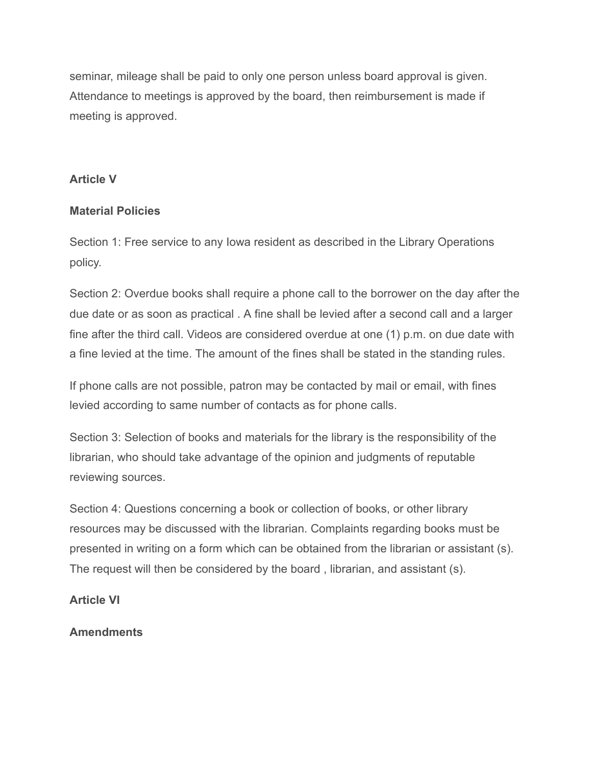seminar, mileage shall be paid to only one person unless board approval is given. Attendance to meetings is approved by the board, then reimbursement is made if meeting is approved.

**Article V**

**Material Policies**

Section 1: Free service to any Iowa resident as described in the Library Operations policy.

Section 2: Overdue books shall require a phone call to the borrower on the day after the due date or as soon as practical . A fine shall be levied after a second call and a larger fine after the third call. Videos are considered overdue at one (1) p.m. on due date with a fine levied at the time. The amount of the fines shall be stated in the standing rules.

If phone calls are not possible, patron may be contacted by mail or email, with fines levied according to same number of contacts as for phone calls.

Section 3: Selection of books and materials for the library is the responsibility of the librarian, who should take advantage of the opinion and judgments of reputable reviewing sources.

Section 4: Questions concerning a book or collection of books, or other library resources may be discussed with the librarian. Complaints regarding books must be presented in writing on a form which can be obtained from the librarian or assistant (s). The request will then be considered by the board , librarian, and assistant (s).

**Article VI**

**Amendments**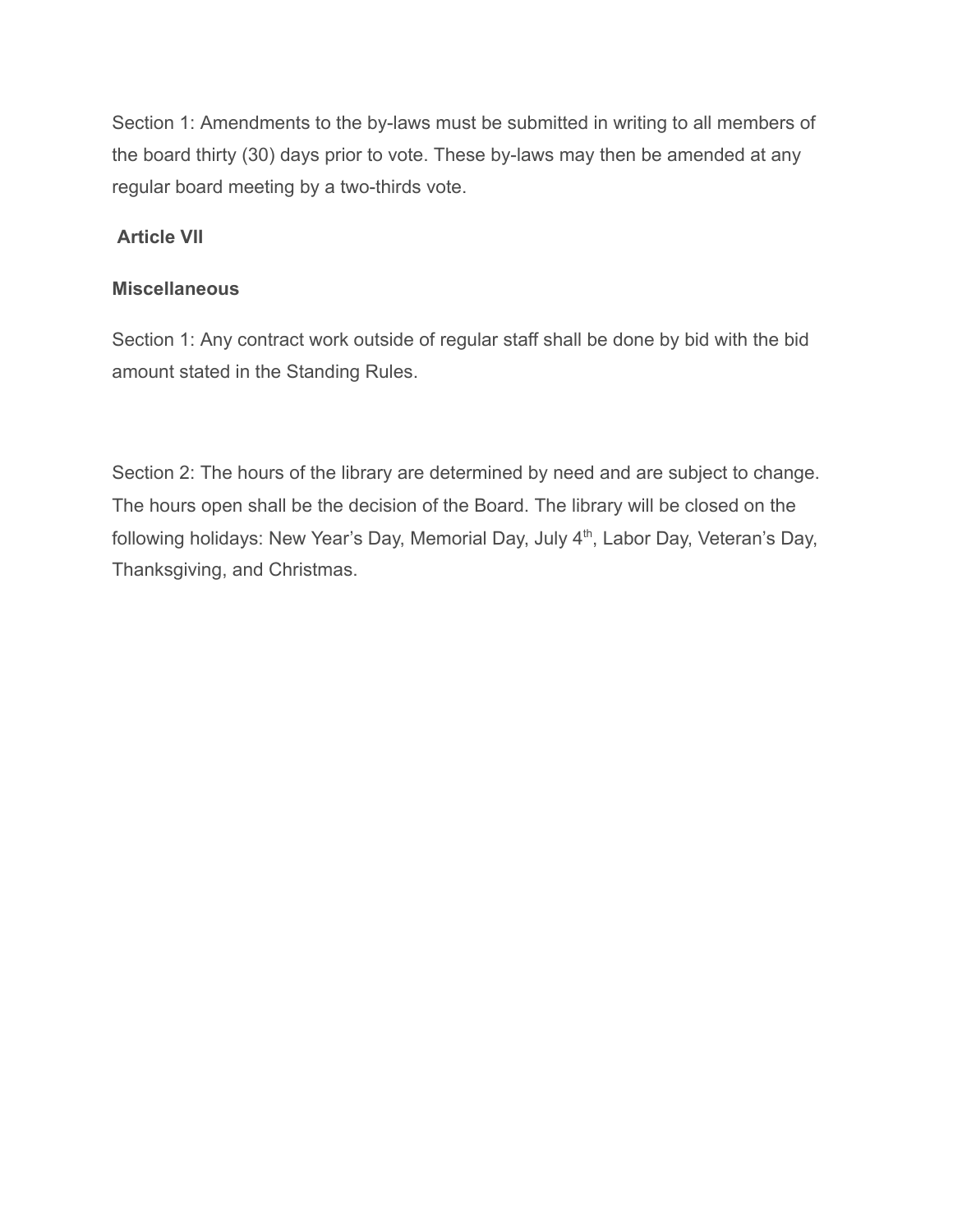Section 1: Amendments to the by-laws must be submitted in writing to all members of the board thirty (30) days prior to vote. These by-laws may then be amended at any regular board meeting by a two-thirds vote.

**Article VII**

**Miscellaneous**

Section 1: Any contract work outside of regular staff shall be done by bid with the bid amount stated in the Standing Rules.

Section 2: The hours of the library are determined by need and are subject to change. The hours open shall be the decision of the Board. The library will be closed on the following holidays: New Year's Day, Memorial Day, July 4th, Labor Day, Veteran's Day, Thanksgiving, and Christmas.